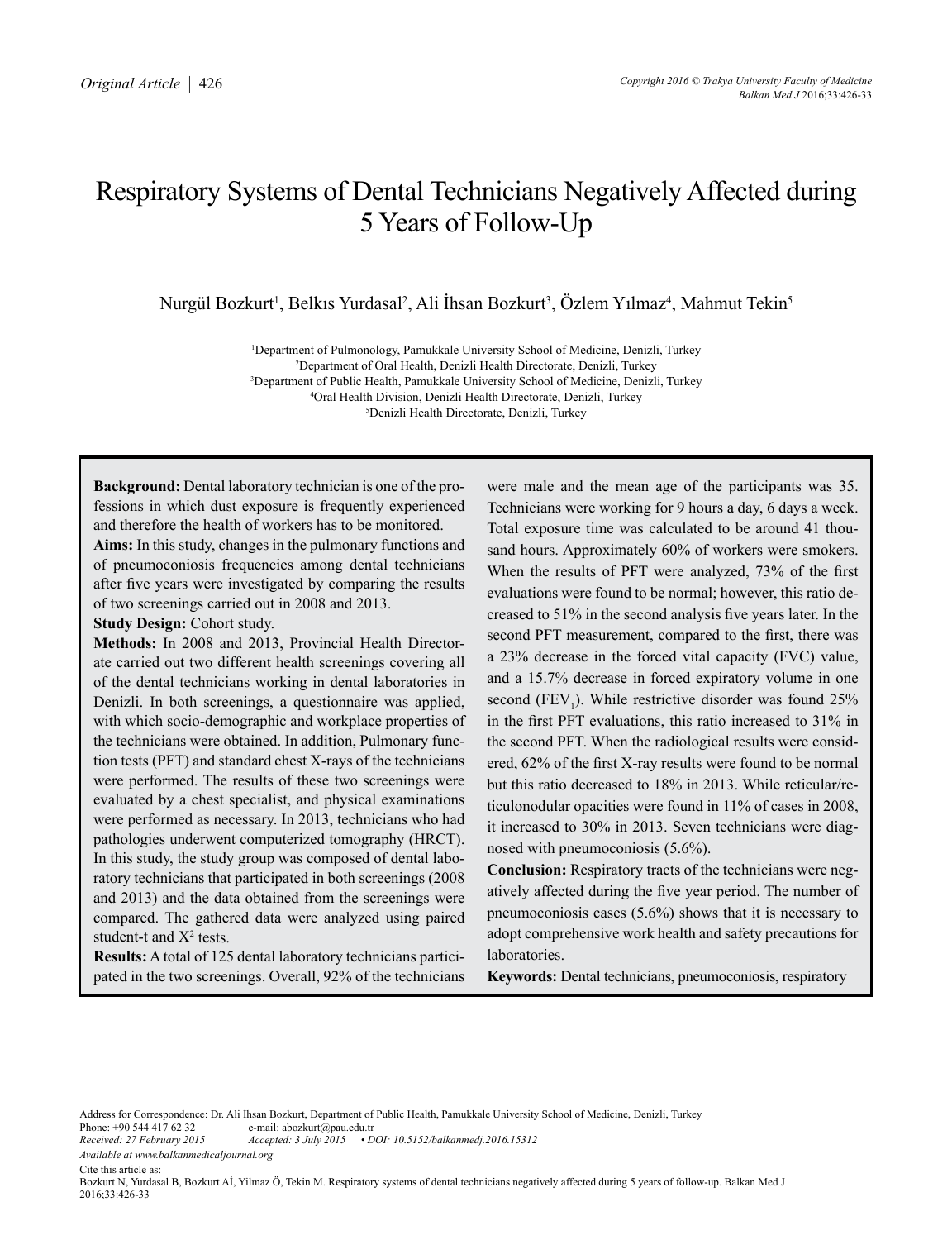# Respiratory Systems of Dental Technicians Negatively Affected during 5 Years of Follow-Up

Nurgül Bozkurt[1], Belkıs Yurdasal[2], Ali İhsan Bozkurt[3], Özlem Yılmaz[4], Mahmut Tekin[5]

[1]Department of Pulmonology, Pamukkale University School of Medicine, Denizli, Turkey
[2]Department of Oral Health, Denizli Health Directorate, Denizli, Turkey
[3]Department of Public Health, Pamukkale University School of Medicine, Denizli, Turkey
[4]Oral Health Division, Denizli Health Directorate, Denizli, Turkey
[5]Denizli Health Directorate, Denizli, Turkey

**Background:** Dental laboratory technician is one of the professions in which dust exposure is frequently experienced and therefore the health of workers has to be monitored.

**Aims:** In this study, changes in the pulmonary functions and of pneumoconiosis frequencies among dental technicians after five years were investigated by comparing the results of two screenings carried out in 2008 and 2013.

**Study Design:** Cohort study.

**Methods:** In 2008 and 2013, Provincial Health Directorate carried out two different health screenings covering all of the dental technicians working in dental laboratories in Denizli. In both screenings, a questionnaire was applied, with which socio-demographic and workplace properties of the technicians were obtained. In addition, Pulmonary function tests (PFT) and standard chest X-rays of the technicians were performed. The results of these two screenings were evaluated by a chest specialist, and physical examinations were performed as necessary. In 2013, technicians who had pathologies underwent computerized tomography (HRCT). In this study, the study group was composed of dental laboratory technicians that participated in both screenings (2008 and 2013) and the data obtained from the screenings were compared. The gathered data were analyzed using paired student-t and $X^2$ tests.

**Results:** A total of 125 dental laboratory technicians participated in the two screenings. Overall, 92% of the technicians were male and the mean age of the participants was 35. Technicians were working for 9 hours a day, 6 days a week. Total exposure time was calculated to be around 41 thousand hours. Approximately 60% of workers were smokers. When the results of PFT were analyzed, 73% of the first evaluations were found to be normal; however, this ratio decreased to 51% in the second analysis five years later. In the second PFT measurement, compared to the first, there was a 23% decrease in the forced vital capacity (FVC) value, and a 15.7% decrease in forced expiratory volume in one second ($FEV_1$). While restrictive disorder was found 25% in the first PFT evaluations, this ratio increased to 31% in the second PFT. When the radiological results were considered, 62% of the first X-ray results were found to be normal but this ratio decreased to 18% in 2013. While reticular/reticulonodular opacities were found in 11% of cases in 2008, it increased to 30% in 2013. Seven technicians were diagnosed with pneumoconiosis (5.6%).

**Conclusion:** Respiratory tracts of the technicians were negatively affected during the five year period. The number of pneumoconiosis cases (5.6%) shows that it is necessary to adopt comprehensive work health and safety precautions for laboratories.

**Keywords:** Dental technicians, pneumoconiosis, respiratory

Address for Correspondence: Dr. Ali İhsan Bozkurt, Department of Public Health, Pamukkale University School of Medicine, Denizli, Turkey
Phone: +90 544 417 62 32 e-mail: abozkurt@pau.edu.tr
*Received: 27 February 2015* *Accepted: 3 July 2015* • *DOI: 10.5152/balkanmedj.2016.15312*
*Available at www.balkanmedicaljournal.org*
Cite this article as:
Bozkurt N, Yurdasal B, Bozkurt Aİ, Yilmaz Ö, Tekin M. Respiratory systems of dental technicians negatively affected during 5 years of follow-up. Balkan Med J 2016;33:426-33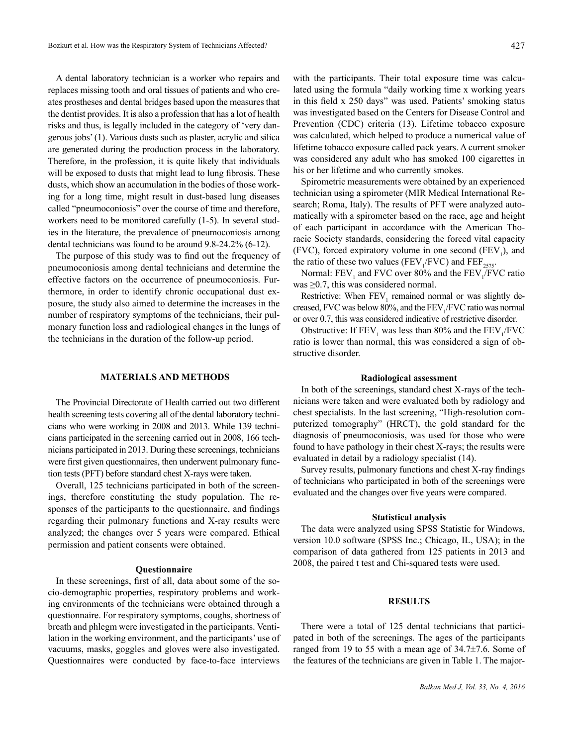A dental laboratory technician is a worker who repairs and replaces missing tooth and oral tissues of patients and who creates prostheses and dental bridges based upon the measures that the dentist provides. It is also a profession that has a lot of health risks and thus, is legally included in the category of 'very dangerous jobs' (1). Various dusts such as plaster, acrylic and silica are generated during the production process in the laboratory. Therefore, in the profession, it is quite likely that individuals will be exposed to dusts that might lead to lung fibrosis. These dusts, which show an accumulation in the bodies of those working for a long time, might result in dust-based lung diseases called "pneumoconiosis" over the course of time and therefore, workers need to be monitored carefully (1-5). In several studies in the literature, the prevalence of pneumoconiosis among dental technicians was found to be around 9.8-24.2% (6-12).

The purpose of this study was to find out the frequency of pneumoconiosis among dental technicians and determine the effective factors on the occurrence of pneumoconiosis. Furthermore, in order to identify chronic occupational dust exposure, the study also aimed to determine the increases in the number of respiratory symptoms of the technicians, their pulmonary function loss and radiological changes in the lungs of the technicians in the duration of the follow-up period.

## MATERIALS AND METHODS

The Provincial Directorate of Health carried out two different health screening tests covering all of the dental laboratory technicians who were working in 2008 and 2013. While 139 technicians participated in the screening carried out in 2008, 166 technicians participated in 2013. During these screenings, technicians were first given questionnaires, then underwent pulmonary function tests (PFT) before standard chest X-rays were taken.

Overall, 125 technicians participated in both of the screenings, therefore constituting the study population. The responses of the participants to the questionnaire, and findings regarding their pulmonary functions and X-ray results were analyzed; the changes over 5 years were compared. Ethical permission and patient consents were obtained.

### Questionnaire

In these screenings, first of all, data about some of the socio-demographic properties, respiratory problems and working environments of the technicians were obtained through a questionnaire. For respiratory symptoms, coughs, shortness of breath and phlegm were investigated in the participants. Ventilation in the working environment, and the participants' use of vacuums, masks, goggles and gloves were also investigated. Questionnaires were conducted by face-to-face interviews with the participants. Their total exposure time was calculated using the formula "daily working time x working years in this field x 250 days" was used. Patients' smoking status was investigated based on the Centers for Disease Control and Prevention (CDC) criteria (13). Lifetime tobacco exposure was calculated, which helped to produce a numerical value of lifetime tobacco exposure called pack years. A current smoker was considered any adult who has smoked 100 cigarettes in his or her lifetime and who currently smokes.

Spirometric measurements were obtained by an experienced technician using a spirometer (MIR Medical International Research; Roma, Italy). The results of PFT were analyzed automatically with a spirometer based on the race, age and height of each participant in accordance with the American Thoracic Society standards, considering the forced vital capacity (FVC), forced expiratory volume in one second ($FEV_1$), and the ratio of these two values ($FEV_1$/FVC) and $FEF_{2575}$.

Normal: $FEV_1$ and FVC over 80% and the $FEV_1$/FVC ratio was ≥0.7, this was considered normal.

Restrictive: When $FEV_1$ remained normal or was slightly decreased, FVC was below 80%, and the $FEV_1$/FVC ratio was normal or over 0.7, this was considered indicative of restrictive disorder.

Obstructive: If $FEV_1$ was less than 80% and the $FEV_1$/FVC ratio is lower than normal, this was considered a sign of obstructive disorder.

### Radiological assessment

In both of the screenings, standard chest X-rays of the technicians were taken and were evaluated both by radiology and chest specialists. In the last screening, "High-resolution computerized tomography" (HRCT), the gold standard for the diagnosis of pneumoconiosis, was used for those who were found to have pathology in their chest X-rays; the results were evaluated in detail by a radiology specialist (14).

Survey results, pulmonary functions and chest X-ray findings of technicians who participated in both of the screenings were evaluated and the changes over five years were compared.

### Statistical analysis

The data were analyzed using SPSS Statistic for Windows, version 10.0 software (SPSS Inc.; Chicago, IL, USA); in the comparison of data gathered from 125 patients in 2013 and 2008, the paired t test and Chi-squared tests were used.

## RESULTS

There were a total of 125 dental technicians that participated in both of the screenings. The ages of the participants ranged from 19 to 55 with a mean age of 34.7±7.6. Some of the features of the technicians are given in Table 1. The major-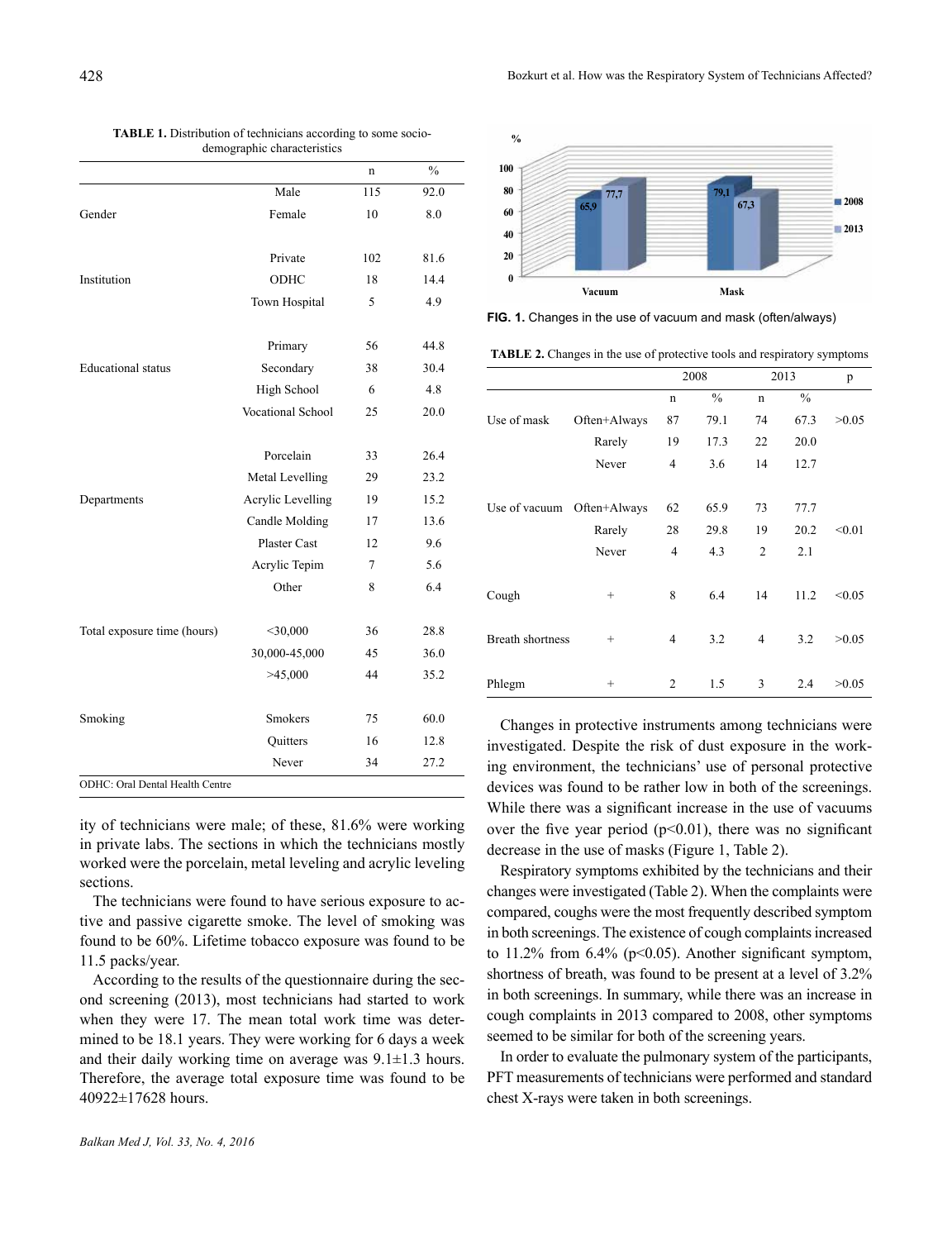**TABLE 1.** Distribution of technicians according to some socio-demographic characteristics

| | | n | % |
|---|---|---|---|
| Gender | Male | 115 | 92.0 |
| | Female | 10 | 8.0 |
| Institution | Private | 102 | 81.6 |
| | ODHC | 18 | 14.4 |
| | Town Hospital | 5 | 4.9 |
| Educational status | Primary | 56 | 44.8 |
| | Secondary | 38 | 30.4 |
| | High School | 6 | 4.8 |
| | Vocational School | 25 | 20.0 |
| Departments | Porcelain | 33 | 26.4 |
| | Metal Levelling | 29 | 23.2 |
| | Acrylic Levelling | 19 | 15.2 |
| | Candle Molding | 17 | 13.6 |
| | Plaster Cast | 12 | 9.6 |
| | Acrylic Tepim | 7 | 5.6 |
| | Other | 8 | 6.4 |
| Total exposure time (hours) | <30,000 | 36 | 28.8 |
| | 30,000-45,000 | 45 | 36.0 |
| | >45,000 | 44 | 35.2 |
| Smoking | Smokers | 75 | 60.0 |
| | Quitters | 16 | 12.8 |
| | Never | 34 | 27.2 |

ODHC: Oral Dental Health Centre

ity of technicians were male; of these, 81.6% were working in private labs. The sections in which the technicians mostly worked were the porcelain, metal leveling and acrylic leveling sections.

The technicians were found to have serious exposure to active and passive cigarette smoke. The level of smoking was found to be 60%. Lifetime tobacco exposure was found to be 11.5 packs/year.

According to the results of the questionnaire during the second screening (2013), most technicians had started to work when they were 17. The mean total work time was determined to be 18.1 years. They were working for 6 days a week and their daily working time on average was 9.1±1.3 hours. Therefore, the average total exposure time was found to be 40922±17628 hours.

**FIG. 1.** Changes in the use of vacuum and mask (often/always)

**TABLE 2.** Changes in the use of protective tools and respiratory symptoms

| | | 2008 | | 2013 | | p |
|---|---|---|---|---|---|---|
| | | n | % | n | % | |
| Use of mask | Often+Always | 87 | 79.1 | 74 | 67.3 | >0.05 |
| | Rarely | 19 | 17.3 | 22 | 20.0 | |
| | Never | 4 | 3.6 | 14 | 12.7 | |
| Use of vacuum | Often+Always | 62 | 65.9 | 73 | 77.7 | |
| | Rarely | 28 | 29.8 | 19 | 20.2 | <0.01 |
| | Never | 4 | 4.3 | 2 | 2.1 | |
| Cough | + | 8 | 6.4 | 14 | 11.2 | <0.05 |
| Breath shortness | + | 4 | 3.2 | 4 | 3.2 | >0.05 |
| Phlegm | + | 2 | 1.5 | 3 | 2.4 | >0.05 |

Changes in protective instruments among technicians were investigated. Despite the risk of dust exposure in the working environment, the technicians' use of personal protective devices was found to be rather low in both of the screenings. While there was a significant increase in the use of vacuums over the five year period ($p<0.01$), there was no significant decrease in the use of masks (Figure 1, Table 2).

Respiratory symptoms exhibited by the technicians and their changes were investigated (Table 2). When the complaints were compared, coughs were the most frequently described symptom in both screenings. The existence of cough complaints increased to 11.2% from 6.4% ($p<0.05$). Another significant symptom, shortness of breath, was found to be present at a level of 3.2% in both screenings. In summary, while there was an increase in cough complaints in 2013 compared to 2008, other symptoms seemed to be similar for both of the screening years.

In order to evaluate the pulmonary system of the participants, PFT measurements of technicians were performed and standard chest X-rays were taken in both screenings.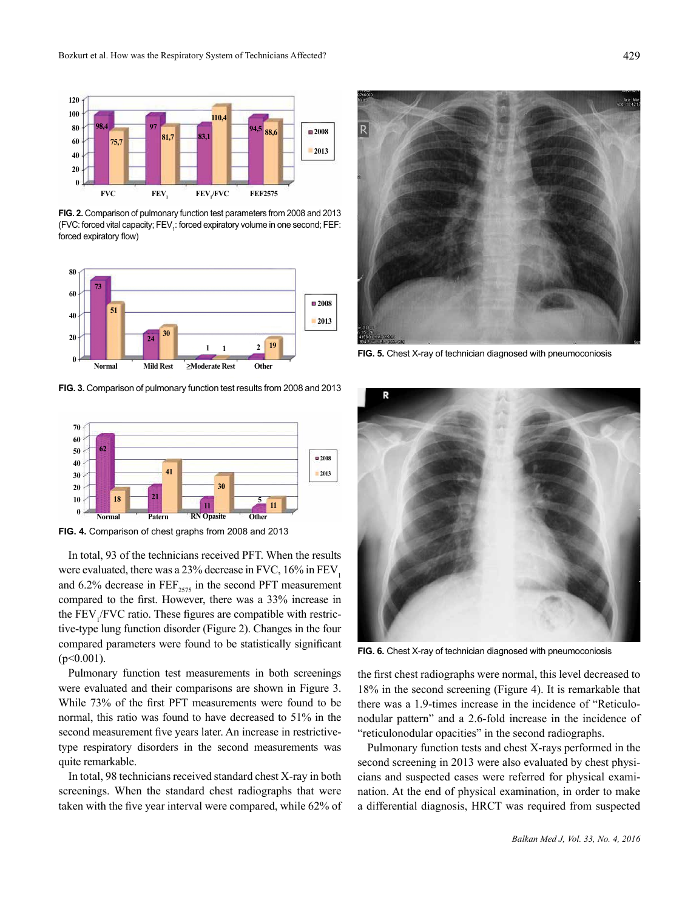**FIG. 2.** Comparison of pulmonary function test parameters from 2008 and 2013 (FVC: forced vital capacity; $FEV_1$: forced expiratory volume in one second; FEF: forced expiratory flow)

**FIG. 3.** Comparison of pulmonary function test results from 2008 and 2013

**FIG. 4.** Comparison of chest graphs from 2008 and 2013

In total, 93 of the technicians received PFT. When the results were evaluated, there was a 23% decrease in FVC, 16% in $FEV_1$ and 6.2% decrease in $FEF_{2575}$ in the second PFT measurement compared to the first. However, there was a 33% increase in the $FEV_1$/FVC ratio. These figures are compatible with restrictive-type lung function disorder (Figure 2). Changes in the four compared parameters were found to be statistically significant ($p<0.001$).

Pulmonary function test measurements in both screenings were evaluated and their comparisons are shown in Figure 3. While 73% of the first PFT measurements were found to be normal, this ratio was found to have decreased to 51% in the second measurement five years later. An increase in restrictive-type respiratory disorders in the second measurements was quite remarkable.

In total, 98 technicians received standard chest X-ray in both screenings. When the standard chest radiographs that were taken with the five year interval were compared, while 62% of the first chest radiographs were normal, this level decreased to 18% in the second screening (Figure 4). It is remarkable that there was a 1.9-times increase in the incidence of "Reticulonodular pattern" and a 2.6-fold increase in the incidence of "reticulonodular opacities" in the second radiographs.

Pulmonary function tests and chest X-rays performed in the second screening in 2013 were also evaluated by chest physicians and suspected cases were referred for physical examination. At the end of physical examination, in order to make a differential diagnosis, HRCT was required from suspected

**FIG. 5.** Chest X-ray of technician diagnosed with pneumoconiosis

**FIG. 6.** Chest X-ray of technician diagnosed with pneumoconiosis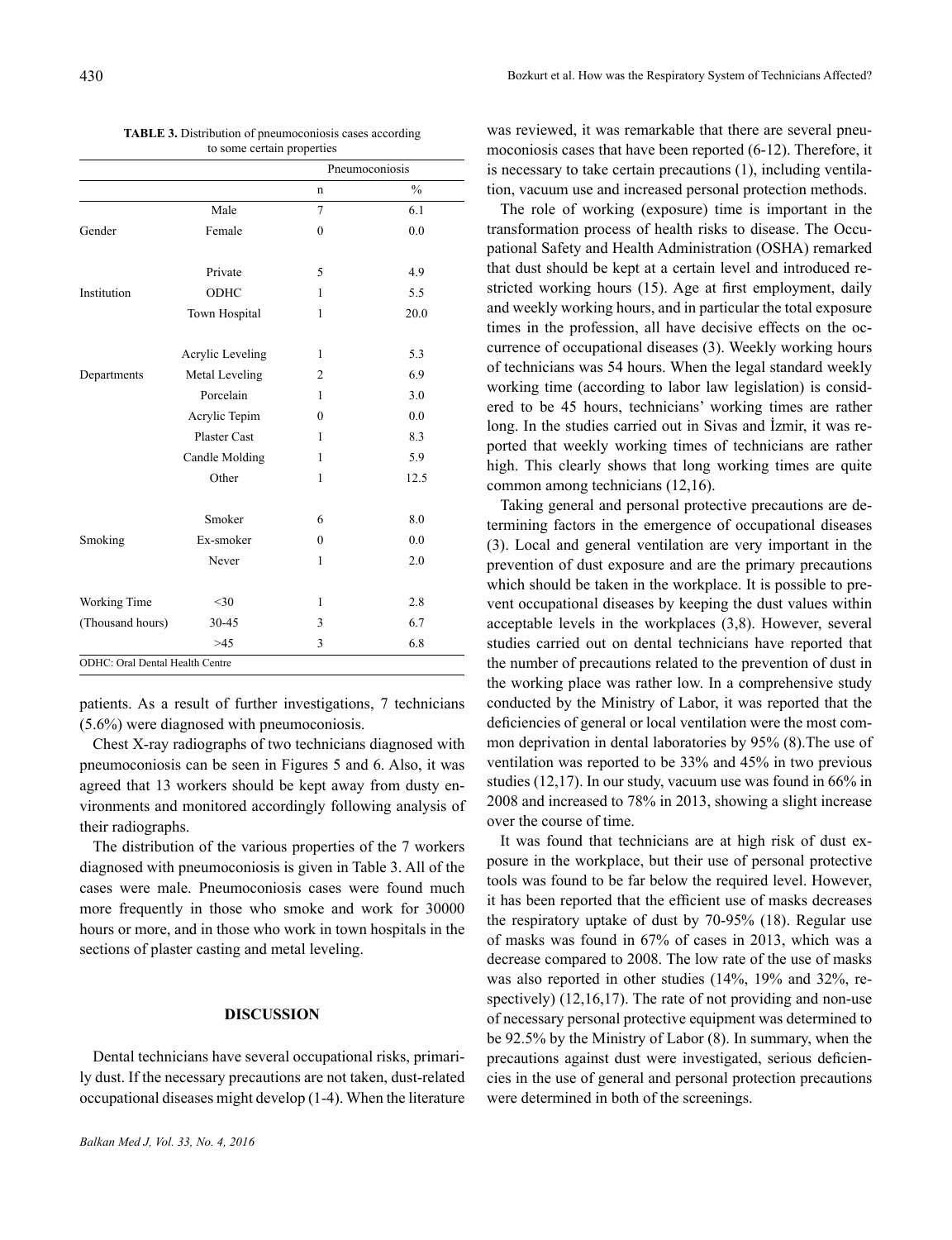**TABLE 3.** Distribution of pneumoconiosis cases according to some certain properties

| | | Pneumoconiosis | |
|---|---|---|---|
| | | n | % |
| Gender | Male | 7 | 6.1 |
| | Female | 0 | 0.0 |
| Institution | Private | 5 | 4.9 |
| | ODHC | 1 | 5.5 |
| | Town Hospital | 1 | 20.0 |
| Departments | Acrylic Leveling | 1 | 5.3 |
| | Metal Leveling | 2 | 6.9 |
| | Porcelain | 1 | 3.0 |
| | Acrylic Tepim | 0 | 0.0 |
| | Plaster Cast | 1 | 8.3 |
| | Candle Molding | 1 | 5.9 |
| | Other | 1 | 12.5 |
| Smoking | Smoker | 6 | 8.0 |
| | Ex-smoker | 0 | 0.0 |
| | Never | 1 | 2.0 |
| Working Time (Thousand hours) | <30 | 1 | 2.8 |
| | 30-45 | 3 | 6.7 |
| | >45 | 3 | 6.8 |

ODHC: Oral Dental Health Centre

patients. As a result of further investigations, 7 technicians (5.6%) were diagnosed with pneumoconiosis.

Chest X-ray radiographs of two technicians diagnosed with pneumoconiosis can be seen in Figures 5 and 6. Also, it was agreed that 13 workers should be kept away from dusty environments and monitored accordingly following analysis of their radiographs.

The distribution of the various properties of the 7 workers diagnosed with pneumoconiosis is given in Table 3. All of the cases were male. Pneumoconiosis cases were found much more frequently in those who smoke and work for 30000 hours or more, and in those who work in town hospitals in the sections of plaster casting and metal leveling.

## DISCUSSION

Dental technicians have several occupational risks, primarily dust. If the necessary precautions are not taken, dust-related occupational diseases might develop (1-4). When the literature was reviewed, it was remarkable that there are several pneumoconiosis cases that have been reported (6-12). Therefore, it is necessary to take certain precautions (1), including ventilation, vacuum use and increased personal protection methods.

The role of working (exposure) time is important in the transformation process of health risks to disease. The Occupational Safety and Health Administration (OSHA) remarked that dust should be kept at a certain level and introduced restricted working hours (15). Age at first employment, daily and weekly working hours, and in particular the total exposure times in the profession, all have decisive effects on the occurrence of occupational diseases (3). Weekly working hours of technicians was 54 hours. When the legal standard weekly working time (according to labor law legislation) is considered to be 45 hours, technicians' working times are rather long. In the studies carried out in Sivas and İzmir, it was reported that weekly working times of technicians are rather high. This clearly shows that long working times are quite common among technicians (12,16).

Taking general and personal protective precautions are determining factors in the emergence of occupational diseases (3). Local and general ventilation are very important in the prevention of dust exposure and are the primary precautions which should be taken in the workplace. It is possible to prevent occupational diseases by keeping the dust values within acceptable levels in the workplaces (3,8). However, several studies carried out on dental technicians have reported that the number of precautions related to the prevention of dust in the working place was rather low. In a comprehensive study conducted by the Ministry of Labor, it was reported that the deficiencies of general or local ventilation were the most common deprivation in dental laboratories by 95% (8).The use of ventilation was reported to be 33% and 45% in two previous studies (12,17). In our study, vacuum use was found in 66% in 2008 and increased to 78% in 2013, showing a slight increase over the course of time.

It was found that technicians are at high risk of dust exposure in the workplace, but their use of personal protective tools was found to be far below the required level. However, it has been reported that the efficient use of masks decreases the respiratory uptake of dust by 70-95% (18). Regular use of masks was found in 67% of cases in 2013, which was a decrease compared to 2008. The low rate of the use of masks was also reported in other studies (14%, 19% and 32%, respectively) (12,16,17). The rate of not providing and non-use of necessary personal protective equipment was determined to be 92.5% by the Ministry of Labor (8). In summary, when the precautions against dust were investigated, serious deficiencies in the use of general and personal protection precautions were determined in both of the screenings.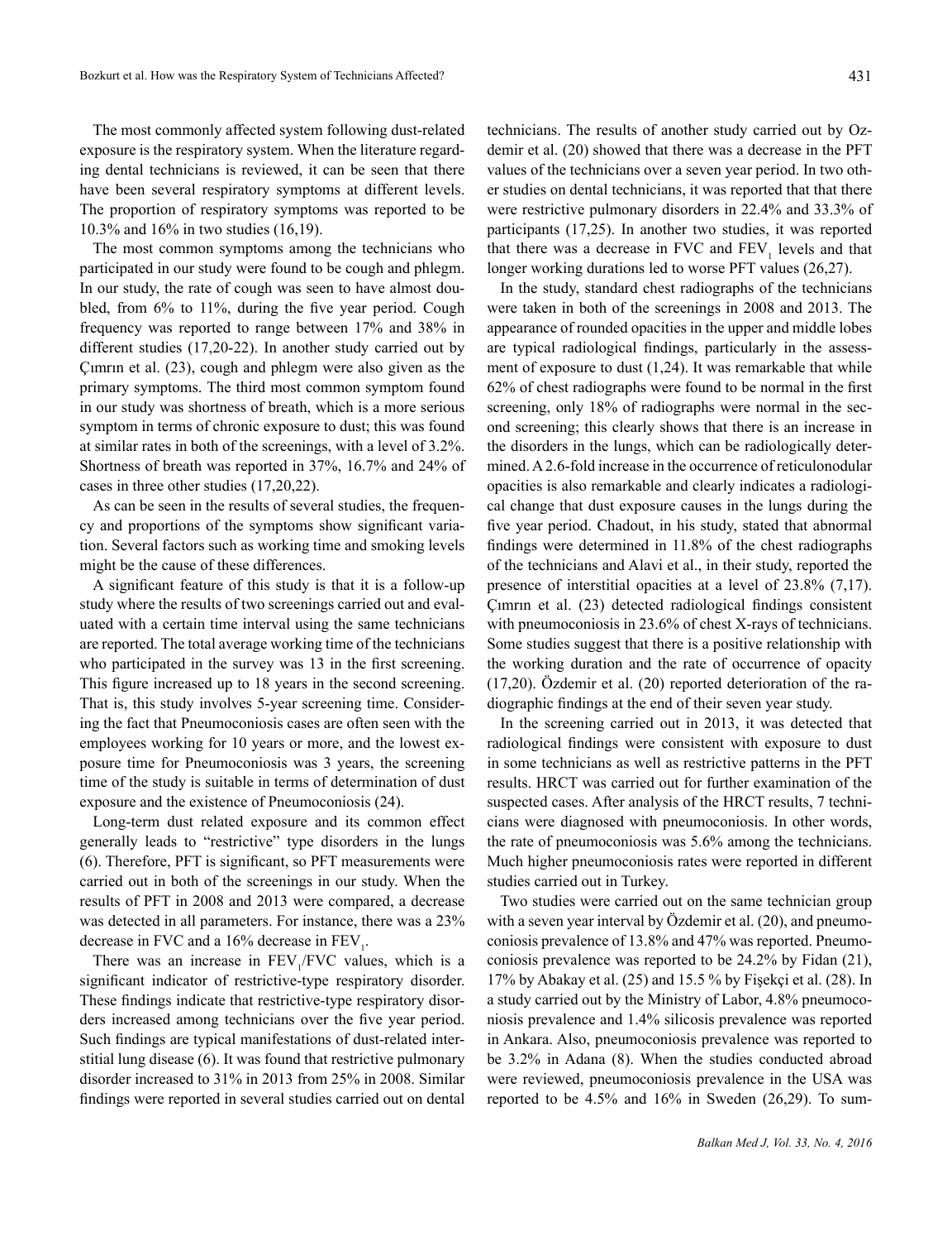The most commonly affected system following dust-related exposure is the respiratory system. When the literature regarding dental technicians is reviewed, it can be seen that there have been several respiratory symptoms at different levels. The proportion of respiratory symptoms was reported to be 10.3% and 16% in two studies (16,19).

The most common symptoms among the technicians who participated in our study were found to be cough and phlegm. In our study, the rate of cough was seen to have almost doubled, from 6% to 11%, during the five year period. Cough frequency was reported to range between 17% and 38% in different studies (17,20-22). In another study carried out by Çımrın et al. (23), cough and phlegm were also given as the primary symptoms. The third most common symptom found in our study was shortness of breath, which is a more serious symptom in terms of chronic exposure to dust; this was found at similar rates in both of the screenings, with a level of 3.2%. Shortness of breath was reported in 37%, 16.7% and 24% of cases in three other studies (17,20,22).

As can be seen in the results of several studies, the frequency and proportions of the symptoms show significant variation. Several factors such as working time and smoking levels might be the cause of these differences.

A significant feature of this study is that it is a follow-up study where the results of two screenings carried out and evaluated with a certain time interval using the same technicians are reported. The total average working time of the technicians who participated in the survey was 13 in the first screening. This figure increased up to 18 years in the second screening. That is, this study involves 5-year screening time. Considering the fact that Pneumoconiosis cases are often seen with the employees working for 10 years or more, and the lowest exposure time for Pneumoconiosis was 3 years, the screening time of the study is suitable in terms of determination of dust exposure and the existence of Pneumoconiosis (24).

Long-term dust related exposure and its common effect generally leads to "restrictive" type disorders in the lungs (6). Therefore, PFT is significant, so PFT measurements were carried out in both of the screenings in our study. When the results of PFT in 2008 and 2013 were compared, a decrease was detected in all parameters. For instance, there was a 23% decrease in FVC and a 16% decrease in $FEV_1$.

There was an increase in $FEV_1$/FVC values, which is a significant indicator of restrictive-type respiratory disorder. These findings indicate that restrictive-type respiratory disorders increased among technicians over the five year period. Such findings are typical manifestations of dust-related interstitial lung disease (6). It was found that restrictive pulmonary disorder increased to 31% in 2013 from 25% in 2008. Similar findings were reported in several studies carried out on dental technicians. The results of another study carried out by Ozdemir et al. (20) showed that there was a decrease in the PFT values of the technicians over a seven year period. In two other studies on dental technicians, it was reported that that there were restrictive pulmonary disorders in 22.4% and 33.3% of participants (17,25). In another two studies, it was reported that there was a decrease in FVC and $FEV_1$ levels and that longer working durations led to worse PFT values (26,27).

In the study, standard chest radiographs of the technicians were taken in both of the screenings in 2008 and 2013. The appearance of rounded opacities in the upper and middle lobes are typical radiological findings, particularly in the assessment of exposure to dust (1,24). It was remarkable that while 62% of chest radiographs were found to be normal in the first screening, only 18% of radiographs were normal in the second screening; this clearly shows that there is an increase in the disorders in the lungs, which can be radiologically determined. A 2.6-fold increase in the occurrence of reticulonodular opacities is also remarkable and clearly indicates a radiological change that dust exposure causes in the lungs during the five year period. Chadout, in his study, stated that abnormal findings were determined in 11.8% of the chest radiographs of the technicians and Alavi et al., in their study, reported the presence of interstitial opacities at a level of 23.8% (7,17). Çımrın et al. (23) detected radiological findings consistent with pneumoconiosis in 23.6% of chest X-rays of technicians. Some studies suggest that there is a positive relationship with the working duration and the rate of occurrence of opacity (17,20). Özdemir et al. (20) reported deterioration of the radiographic findings at the end of their seven year study.

In the screening carried out in 2013, it was detected that radiological findings were consistent with exposure to dust in some technicians as well as restrictive patterns in the PFT results. HRCT was carried out for further examination of the suspected cases. After analysis of the HRCT results, 7 technicians were diagnosed with pneumoconiosis. In other words, the rate of pneumoconiosis was 5.6% among the technicians. Much higher pneumoconiosis rates were reported in different studies carried out in Turkey.

Two studies were carried out on the same technician group with a seven year interval by Özdemir et al. (20), and pneumoconiosis prevalence of 13.8% and 47% was reported. Pneumoconiosis prevalence was reported to be 24.2% by Fidan (21), 17% by Abakay et al. (25) and 15.5 % by Fişekçi et al. (28). In a study carried out by the Ministry of Labor, 4.8% pneumoconiosis prevalence and 1.4% silicosis prevalence was reported in Ankara. Also, pneumoconiosis prevalence was reported to be 3.2% in Adana (8). When the studies conducted abroad were reviewed, pneumoconiosis prevalence in the USA was reported to be 4.5% and 16% in Sweden (26,29). To sum-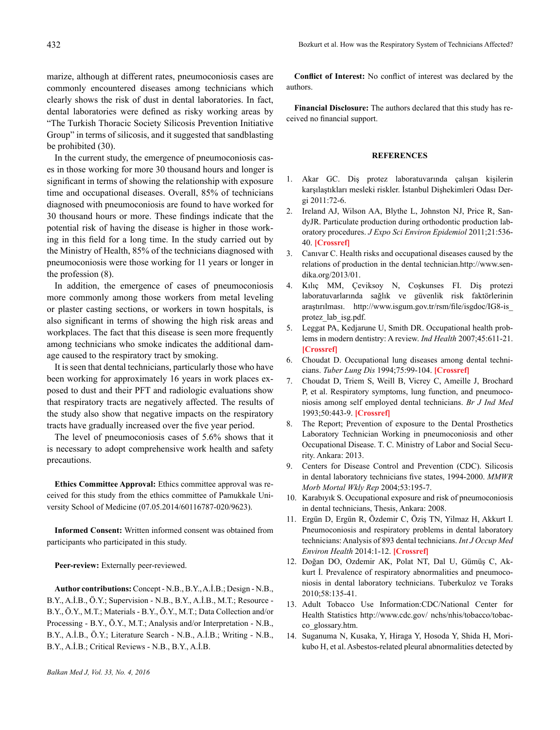marize, although at different rates, pneumoconiosis cases are commonly encountered diseases among technicians which clearly shows the risk of dust in dental laboratories. In fact, dental laboratories were defined as risky working areas by "The Turkish Thoracic Society Silicosis Prevention Initiative Group" in terms of silicosis, and it suggested that sandblasting be prohibited (30).

In the current study, the emergence of pneumoconiosis cases in those working for more 30 thousand hours and longer is significant in terms of showing the relationship with exposure time and occupational diseases. Overall, 85% of technicians diagnosed with pneumoconiosis are found to have worked for 30 thousand hours or more. These findings indicate that the potential risk of having the disease is higher in those working in this field for a long time. In the study carried out by the Ministry of Health, 85% of the technicians diagnosed with pneumoconiosis were those working for 11 years or longer in the profession (8).

In addition, the emergence of cases of pneumoconiosis more commonly among those workers from metal leveling or plaster casting sections, or workers in town hospitals, is also significant in terms of showing the high risk areas and workplaces. The fact that this disease is seen more frequently among technicians who smoke indicates the additional damage caused to the respiratory tract by smoking.

It is seen that dental technicians, particularly those who have been working for approximately 16 years in work places exposed to dust and their PFT and radiologic evaluations show that respiratory tracts are negatively affected. The results of the study also show that negative impacts on the respiratory tracts have gradually increased over the five year period.

The level of pneumoconiosis cases of 5.6% shows that it is necessary to adopt comprehensive work health and safety precautions.

**Ethics Committee Approval:** Ethics committee approval was received for this study from the ethics committee of Pamukkale University School of Medicine (07.05.2014/60116787-020/9623).

**Informed Consent:** Written informed consent was obtained from participants who participated in this study.

**Peer-review:** Externally peer-reviewed.

**Author contributions:** Concept - N.B., B.Y., A.İ.B.; Design - N.B., B.Y., A.İ.B., Ö.Y.; Supervision - N.B., B.Y., A.İ.B., M.T.; Resource - B.Y., Ö.Y., M.T.; Materials - B.Y., Ö.Y., M.T.; Data Collection and/or Processing - B.Y., Ö.Y., M.T.; Analysis and/or Interpretation - N.B., B.Y., A.İ.B., Ö.Y.; Literature Search - N.B., A.İ.B.; Writing - N.B., B.Y., A.İ.B.; Critical Reviews - N.B., B.Y., A.İ.B.

**Conflict of Interest:** No conflict of interest was declared by the authors.

**Financial Disclosure:** The authors declared that this study has received no financial support.

## REFERENCES

1. Akar GC. Diş protez laboratuvarında çalışan kişilerin karşılaştıkları mesleki riskler. İstanbul Dişhekimleri Odası Dergi 2011:72-6.
2. Ireland AJ, Wilson AA, Blythe L, Johnston NJ, Price R, SandyJR. Particulate production during orthodontic production laboratory procedures. *J Expo Sci Environ Epidemiol* 2011;21:536-40. **[Crossref]**
3. Canıvar C. Health risks and occupational diseases caused by the relations of production in the dental technician.http://www.sendika.org/2013/01.
4. Kılıç MM, Çeviksoy N, Coşkunses FI. Diş protezi laboratuvarlarında sağlık ve güvenlik risk faktörlerinin araştırılması. http://www.isgum.gov.tr/rsm/file/isgdoc/IG8-is_protez_lab_isg.pdf.
5. Leggat PA, Kedjarune U, Smith DR. Occupational health problems in modern dentistry: A review. *Ind Health* 2007;45:611-21. **[Crossref]**
6. Choudat D. Occupational lung diseases among dental technicians. *Tuber Lung Dis* 1994;75:99-104. **[Crossref]**
7. Choudat D, Triem S, Weill B, Vicrey C, Ameille J, Brochard P, et al. Respiratory symptoms, lung function, and pneumoconiosis among self employed dental technicians. *Br J Ind Med* 1993;50:443-9. **[Crossref]**
8. The Report; Prevention of exposure to the Dental Prosthetics Laboratory Technician Working in pneumoconiosis and other Occupational Disease. T. C. Ministry of Labor and Social Security. Ankara: 2013.
9. Centers for Disease Control and Prevention (CDC). Silicosis in dental laboratory technicians five states, 1994-2000. *MMWR Morb Mortal Wkly Rep* 2004;53:195-7.
10. Karabıyık S. Occupational exposure and risk of pneumoconiosis in dental technicians, Thesis, Ankara: 2008.
11. Ergün D, Ergün R, Özdemir C, Öziş TN, Yilmaz H, Akkurt I. Pneumoconiosis and respiratory problems in dental laboratory technicians: Analysis of 893 dental technicians. *Int J Occup Med Environ Health* 2014:1-12. **[Crossref]**
12. Doğan DO, Ozdemir AK, Polat NT, Dal U, Gümüş C, Akkurt İ. Prevalence of respiratory abnormalities and pneumoconiosis in dental laboratory technicians. Tuberkuloz ve Toraks 2010;58:135-41.
13. Adult Tobacco Use Information:CDC/National Center for Health Statistics http://www.cdc.gov/ nchs/nhis/tobacco/tobacco_glossary.htm.
14. Suganuma N, Kusaka, Y, Hiraga Y, Hosoda Y, Shida H, Morikubo H, et al. Asbestos-related pleural abnormalities detected by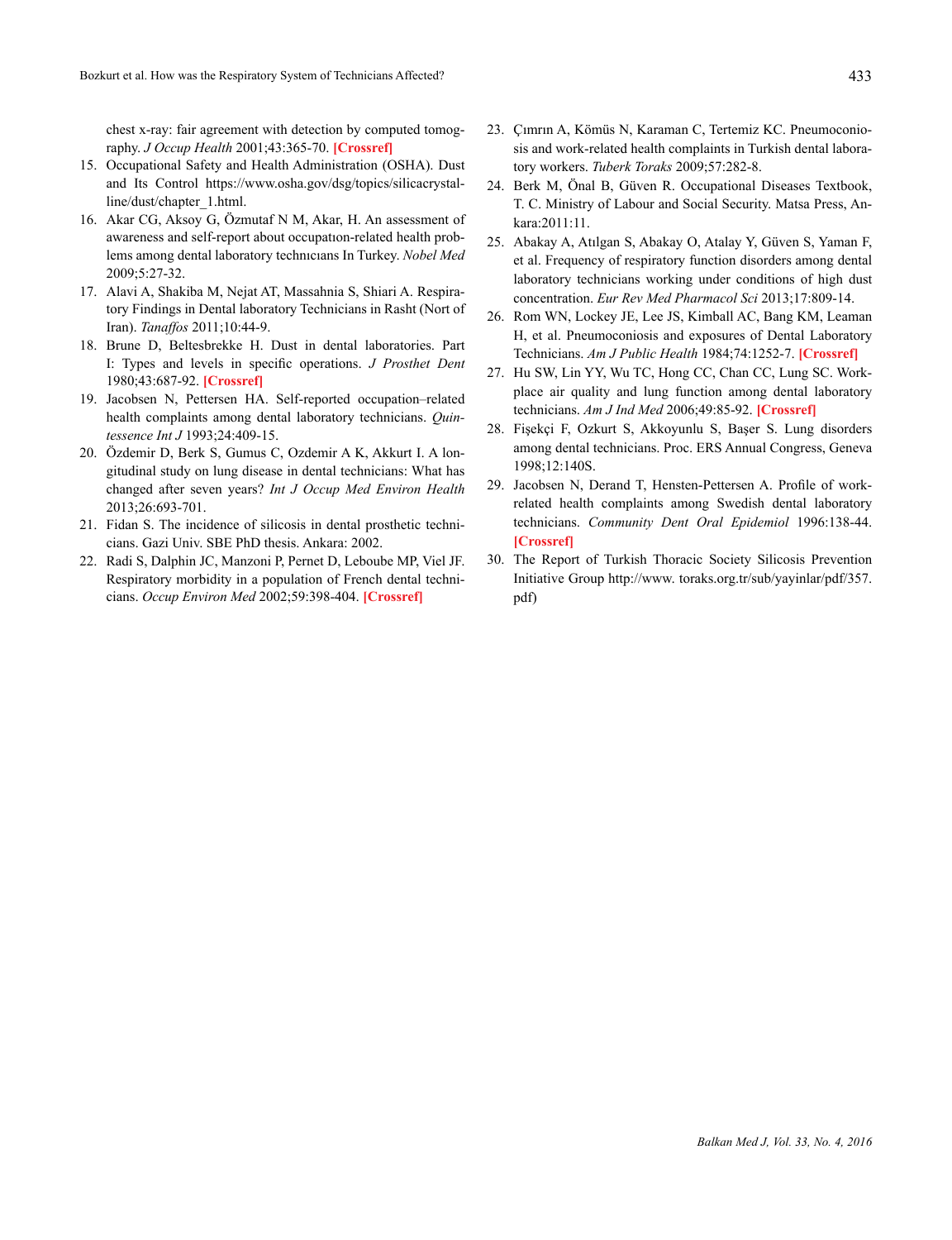chest x-ray: fair agreement with detection by computed tomography. *J Occup Health* 2001;43:365-70. [Crossref]

15. Occupational Safety and Health Administration (OSHA). Dust and Its Control https://www.osha.gov/dsg/topics/silicacrystalline/dust/chapter_1.html.
16. Akar CG, Aksoy G, Özmutaf N M, Akar, H. An assessment of awareness and self-report about occupatıon-related health problems among dental laboratory technıcıans In Turkey. *Nobel Med* 2009;5:27-32.
17. Alavi A, Shakiba M, Nejat AT, Massahnia S, Shiari A. Respiratory Findings in Dental laboratory Technicians in Rasht (Nort of Iran). *Tanaffos* 2011;10:44-9.
18. Brune D, Beltesbrekke H. Dust in dental laboratories. Part I: Types and levels in specific operations. *J Prosthet Dent* 1980;43:687-92. [Crossref]
19. Jacobsen N, Pettersen HA. Self-reported occupation–related health complaints among dental laboratory technicians. *Quintessence Int J* 1993;24:409-15.
20. Özdemir D, Berk S, Gumus C, Ozdemir A K, Akkurt I. A longitudinal study on lung disease in dental technicians: What has changed after seven years? *Int J Occup Med Environ Health* 2013;26:693-701.
21. Fidan S. The incidence of silicosis in dental prosthetic technicians. Gazi Univ. SBE PhD thesis. Ankara: 2002.
22. Radi S, Dalphin JC, Manzoni P, Pernet D, Leboube MP, Viel JF. Respiratory morbidity in a population of French dental technicians. *Occup Environ Med* 2002;59:398-404. [Crossref]
23. Çımrın A, Kömüs N, Karaman C, Tertemiz KC. Pneumoconiosis and work-related health complaints in Turkish dental laboratory workers. *Tuberk Toraks* 2009;57:282-8.
24. Berk M, Önal B, Güven R. Occupational Diseases Textbook, T. C. Ministry of Labour and Social Security. Matsa Press, Ankara:2011:11.
25. Abakay A, Atılgan S, Abakay O, Atalay Y, Güven S, Yaman F, et al. Frequency of respiratory function disorders among dental laboratory technicians working under conditions of high dust concentration. *Eur Rev Med Pharmacol Sci* 2013;17:809-14.
26. Rom WN, Lockey JE, Lee JS, Kimball AC, Bang KM, Leaman H, et al. Pneumoconiosis and exposures of Dental Laboratory Technicians. *Am J Public Health* 1984;74:1252-7. [Crossref]
27. Hu SW, Lin YY, Wu TC, Hong CC, Chan CC, Lung SC. Workplace air quality and lung function among dental laboratory technicians. *Am J Ind Med* 2006;49:85-92. [Crossref]
28. Fişekçi F, Ozkurt S, Akkoyunlu S, Başer S. Lung disorders among dental technicians. Proc. ERS Annual Congress, Geneva 1998;12:140S.
29. Jacobsen N, Derand T, Hensten-Pettersen A. Profile of work-related health complaints among Swedish dental laboratory technicians. *Community Dent Oral Epidemiol* 1996:138-44. [Crossref]
30. The Report of Turkish Thoracic Society Silicosis Prevention Initiative Group http://www. toraks.org.tr/sub/yayinlar/pdf/357.pdf)